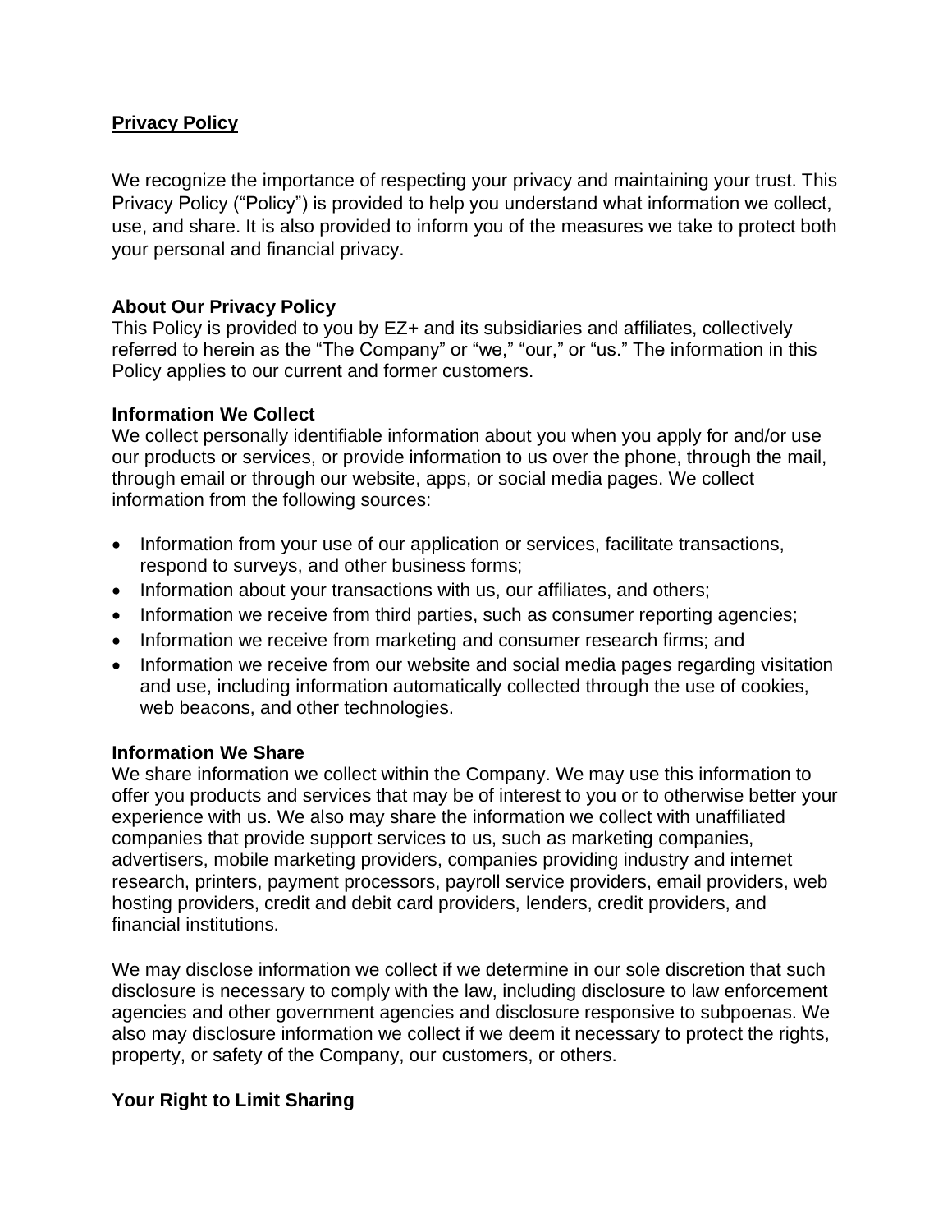# Privacy Policy

We recognize the importance of respecting your privacy and maintaining your trust. This Privacy Policy ("Policy") is provided to help you understand what information we collect, use, and share. It is also provided to inform you of the measures we take to protect both your personal and financial privacy.

## About Our Privacy Policy

This Policy is provided to you by EZ+ and its subsidiaries and affiliates, collectively referred to herein as the "The Company" or "we," "our," or "us." The information in this Policy applies to our current and former customers.

## Information We Collect

We collect personally identifiable information about you when you apply for and/or use our products or services, or provide information to us over the phone, through the mail, through email or through our website, apps, or social media pages. We collect information from the following sources:

- Information from your use of our application or services, facilitate transactions, respond to surveys, and other business forms;
- Information about your transactions with us, our affiliates, and others;
- Information we receive from third parties, such as consumer reporting agencies;
- Information we receive from marketing and consumer research firms; and
- Information we receive from our website and social media pages regarding visitation and use, including information automatically collected through the use of cookies, web beacons, and other technologies.

## Information We Share

We share information we collect within the Company. We may use this information to offer you products and services that may be of interest to you or to otherwise better your experience with us. We also may share the information we collect with unaffiliated companies that provide support services to us, such as marketing companies, advertisers, mobile marketing providers, companies providing industry and internet research, printers, payment processors, payroll service providers, email providers, web hosting providers, credit and debit card providers, lenders, credit providers, and financial institutions.

We may disclose information we collect if we determine in our sole discretion that such disclosure is necessary to comply with the law, including disclosure to law enforcement agencies and other government agencies and disclosure responsive to subpoenas. We also may disclosure information we collect if we deem it necessary to protect the rights, property, or safety of the Company, our customers, or others.

## Your Right to Limit Sharing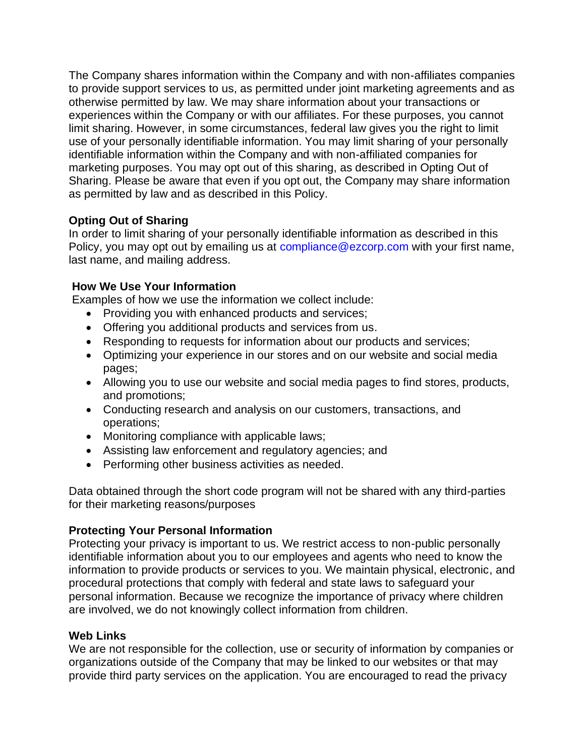The Company shares information within the Company and with non-affiliates companies to provide support services to us, as permitted under joint marketing agreements and as otherwise permitted by law. We may share information about your transactions or experiences within the Company or with our affiliates. For these purposes, you cannot limit sharing. However, in some circumstances, federal law gives you the right to limit use of your personally identifiable information. You may limit sharing of your personally identifiable information within the Company and with non-affiliated companies for marketing purposes. You may opt out of this sharing, as described in Opting Out of Sharing. Please be aware that even if you opt out, the Company may share information as permitted by law and as described in this Policy.

**Opting Out of Sharing**

In order to limit sharing of your personally identifiable information as described in this Policy, you may opt out by emailing us at compliance@ezcorp.com with your first name, last name, and mailing address.

**How We Use Your Information**

Examples of how we use the information we collect include:

- Providing you with enhanced products and services;
- Offering you additional products and services from us.
- Responding to requests for information about our products and services;
- Optimizing your experience in our stores and on our website and social media pages;
- Allowing you to use our website and social media pages to find stores, products, and promotions;
- Conducting research and analysis on our customers, transactions, and operations;
- Monitoring compliance with applicable laws;
- Assisting law enforcement and regulatory agencies; and
- Performing other business activities as needed.

Data obtained through the short code program will not be shared with any third-parties for their marketing reasons/purposes

**Protecting Your Personal Information**

Protecting your privacy is important to us. We restrict access to non-public personally identifiable information about you to our employees and agents who need to know the information to provide products or services to you. We maintain physical, electronic, and procedural protections that comply with federal and state laws to safeguard your personal information. Because we recognize the importance of privacy where children are involved, we do not knowingly collect information from children.

**Web Links**

We are not responsible for the collection, use or security of information by companies or organizations outside of the Company that may be linked to our websites or that may provide third party services on the application. You are encouraged to read the privacy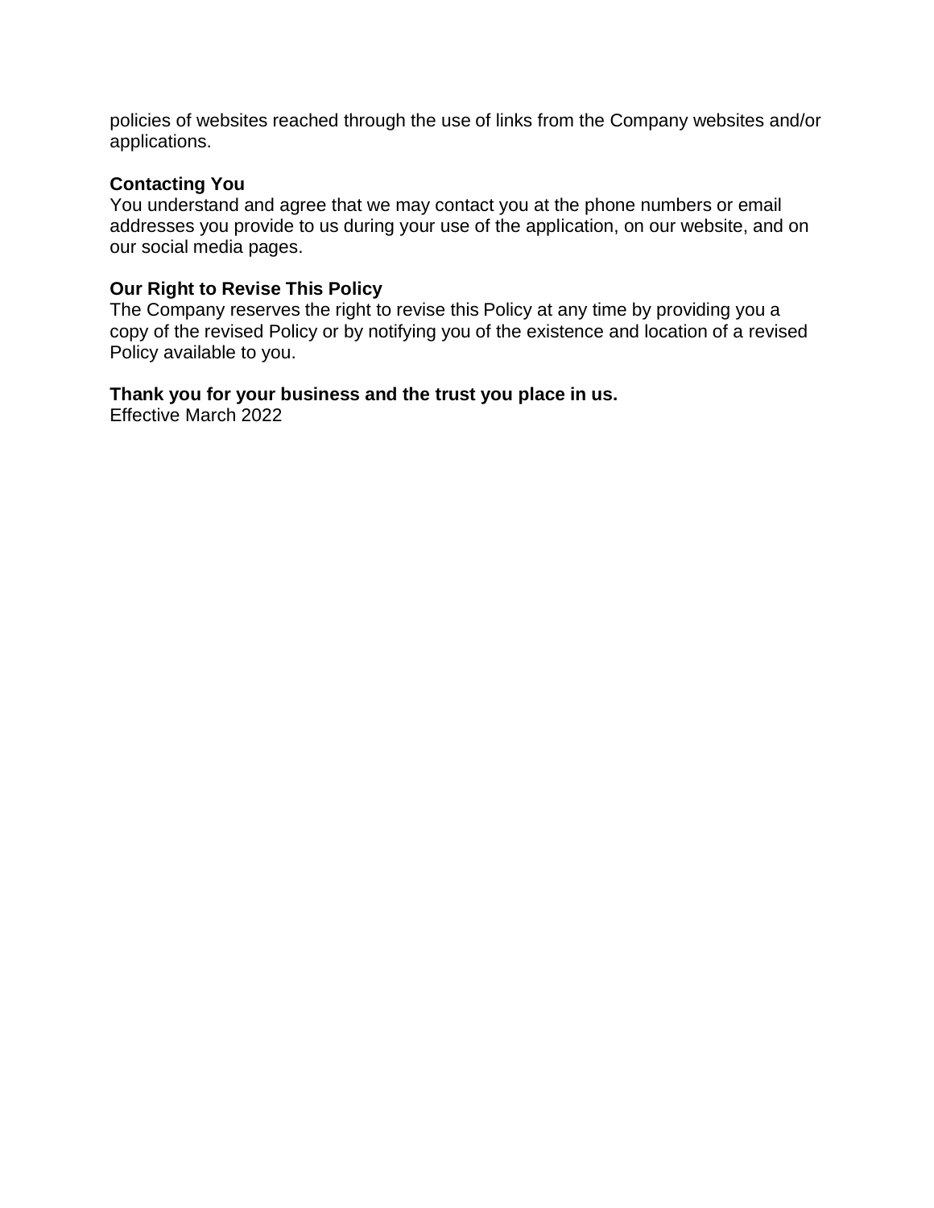policies of websites reached through the use of links from the Company websites and/or applications.

**Contacting You**

You understand and agree that we may contact you at the phone numbers or email addresses you provide to us during your use of the application, on our website, and on our social media pages.

**Our Right to Revise This Policy**

The Company reserves the right to revise this Policy at any time by providing you a copy of the revised Policy or by notifying you of the existence and location of a revised Policy available to you.

**Thank you for your business and the trust you place in us.**

Effective March 2022